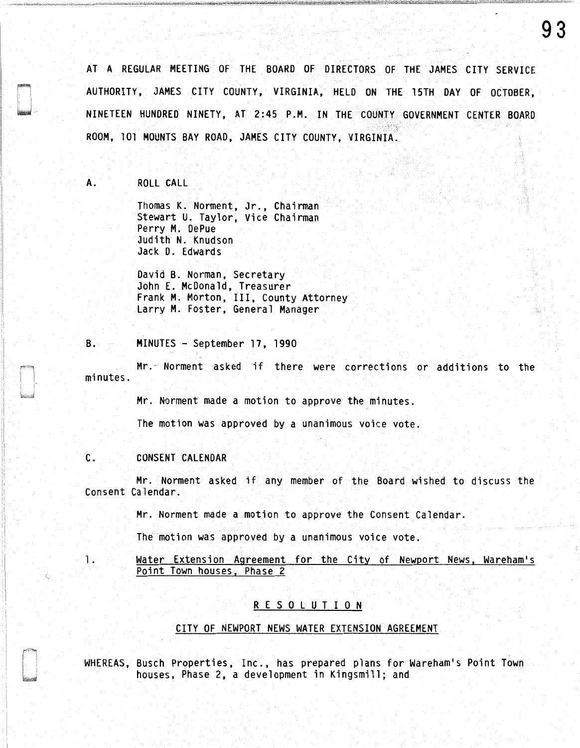AT A REGULAR MEETING OF THE BOARD OF DIRECTORS OF THE JAMES CITY SERVICE AUTHORITY, JAMES CITY COUNTY, VIRGINIA, HELD ON THE 15TH DAY OF OCTOBER, NINETEEN HUNDRED NINETY, AT 2:45 P.M. IN THE COUNTY GOVERNMENT CENTER BOARD ROOM, 101 MOUNTS BAY ROAD, JAMES CITY COUNTY, VIRGINIA.

A. ROLL CALL

Thomas K. Norment, Jr., Chairman
Stewart U. Taylor, Vice Chairman
Perry M. DePue
Judith N. Knudson
Jack D. Edwards

David B. Norman, Secretary
John E. McDonald, Treasurer
Frank M. Morton, III, County Attorney
Larry M. Foster, General Manager

B. MINUTES - September 17, 1990

Mr. Norment asked if there were corrections or additions to the minutes.

Mr. Norment made a motion to approve the minutes.

The motion was approved by a unanimous voice vote.

C. CONSENT CALENDAR

Mr. Norment asked if any member of the Board wished to discuss the Consent Calendar.

Mr. Norment made a motion to approve the Consent Calendar.

The motion was approved by a unanimous voice vote.

1. Water Extension Agreement for the City of Newport News, Wareham's Point Town houses, Phase 2

R E S O L U T I O N

CITY OF NEWPORT NEWS WATER EXTENSION AGREEMENT

WHEREAS, Busch Properties, Inc., has prepared plans for Wareham's Point Town houses, Phase 2, a development in Kingsmill; and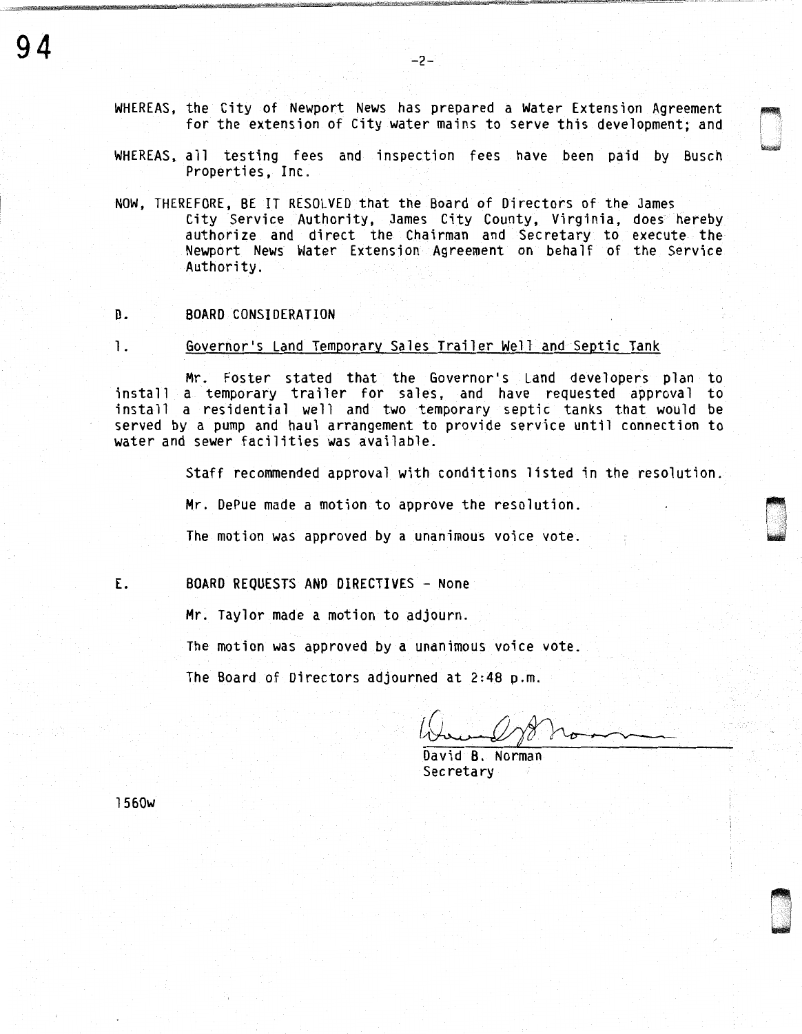WHEREAS, the City of Newport News has prepared a Water Extension Agreement for the extension of City water mains to serve this development; and

WHEREAS, all testing fees and inspection fees have been paid by Busch Properties, Inc.

NOW, THEREFORE, BE IT RESOLVED that the Board of Directors of the James City Service Authority, James City County, Virginia, does hereby authorize and direct the Chairman and Secretary to execute the Newport News Water Extension Agreement on behalf of the Service Authority.

D. BOARD CONSIDERATION

1. Governor's Land Temporary Sales Trailer Well and Septic Tank

Mr. Foster stated that the Governor's Land developers plan to install a temporary trailer for sales, and have requested approval to install a residential well and two temporary septic tanks that would be served by a pump and haul arrangement to provide service until connection to water and sewer facilities was available.

Staff recommended approval with conditions listed in the resolution.

Mr. DePue made a motion to approve the resolution.

The motion was approved by a unanimous voice vote.

E. BOARD REQUESTS AND DIRECTIVES - None

Mr. Taylor made a motion to adjourn.

The motion was approved by a unanimous voice vote.

The Board of Directors adjourned at 2:48 p.m.

David B. Norman
Secretary

1560w